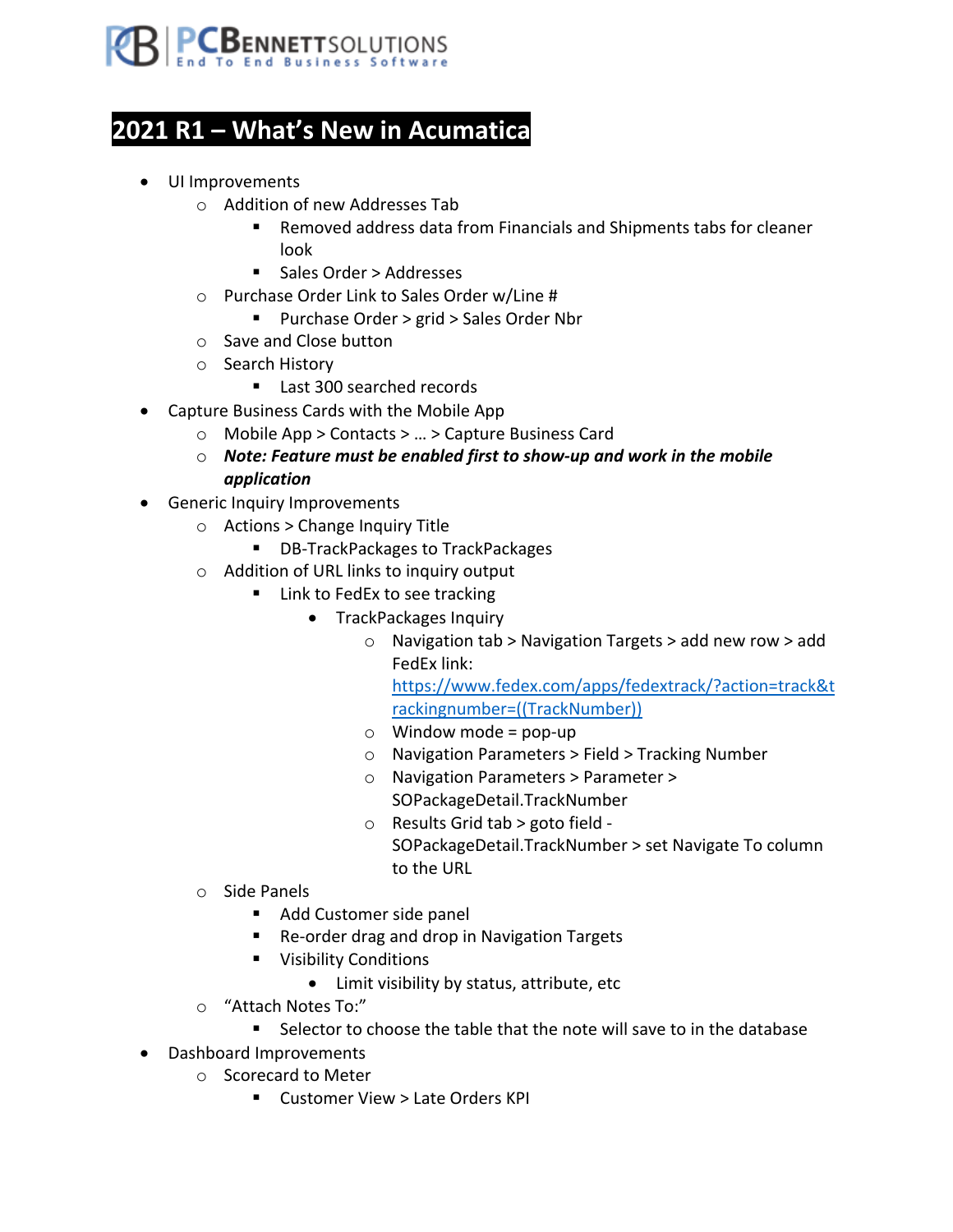PCBENNETTSOLUTIONS
End To End Business Software

# 2021 R1 – What's New in Acumatica

- UI Improvements
  - Addition of new Addresses Tab
    - Removed address data from Financials and Shipments tabs for cleaner look
    - Sales Order > Addresses
  - Purchase Order Link to Sales Order w/Line #
    - Purchase Order > grid > Sales Order Nbr
  - Save and Close button
  - Search History
    - Last 300 searched records
- Capture Business Cards with the Mobile App
  - Mobile App > Contacts > … > Capture Business Card
  - ***Note: Feature must be enabled first to show-up and work in the mobile application***
- Generic Inquiry Improvements
  - Actions > Change Inquiry Title
    - DB-TrackPackages to TrackPackages
  - Addition of URL links to inquiry output
    - Link to FedEx to see tracking
      - TrackPackages Inquiry
        - Navigation tab > Navigation Targets > add new row > add FedEx link: https://www.fedex.com/apps/fedextrack/?action=track&trackingnumber=((TrackNumber))
        - Window mode = pop-up
        - Navigation Parameters > Field > Tracking Number
        - Navigation Parameters > Parameter > SOPackageDetail.TrackNumber
        - Results Grid tab > goto field - SOPackageDetail.TrackNumber > set Navigate To column to the URL
  - Side Panels
    - Add Customer side panel
    - Re-order drag and drop in Navigation Targets
    - Visibility Conditions
      - Limit visibility by status, attribute, etc
  - "Attach Notes To:"
    - Selector to choose the table that the note will save to in the database
- Dashboard Improvements
  - Scorecard to Meter
    - Customer View > Late Orders KPI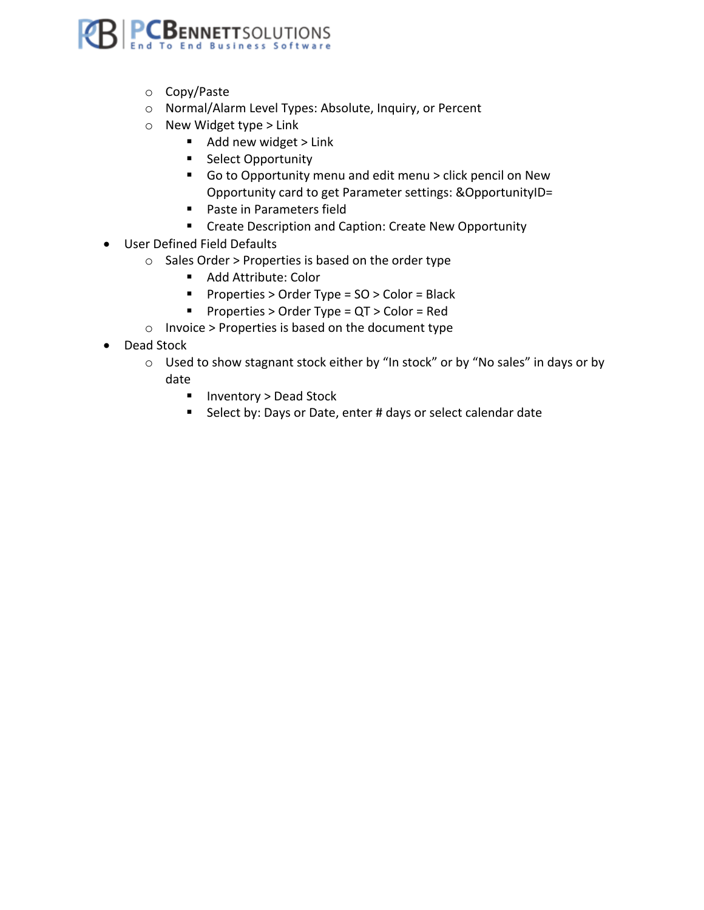- Copy/Paste
    - Normal/Alarm Level Types: Absolute, Inquiry, or Percent
    - New Widget type > Link
        - Add new widget > Link
        - Select Opportunity
        - Go to Opportunity menu and edit menu > click pencil on New Opportunity card to get Parameter settings: &OpportunityID=
        - Paste in Parameters field
        - Create Description and Caption: Create New Opportunity
- User Defined Field Defaults
    - Sales Order > Properties is based on the order type
        - Add Attribute: Color
        - Properties > Order Type = SO > Color = Black
        - Properties > Order Type = QT > Color = Red
    - Invoice > Properties is based on the document type
- Dead Stock
    - Used to show stagnant stock either by "In stock" or by "No sales" in days or by date
        - Inventory > Dead Stock
        - Select by: Days or Date, enter # days or select calendar date